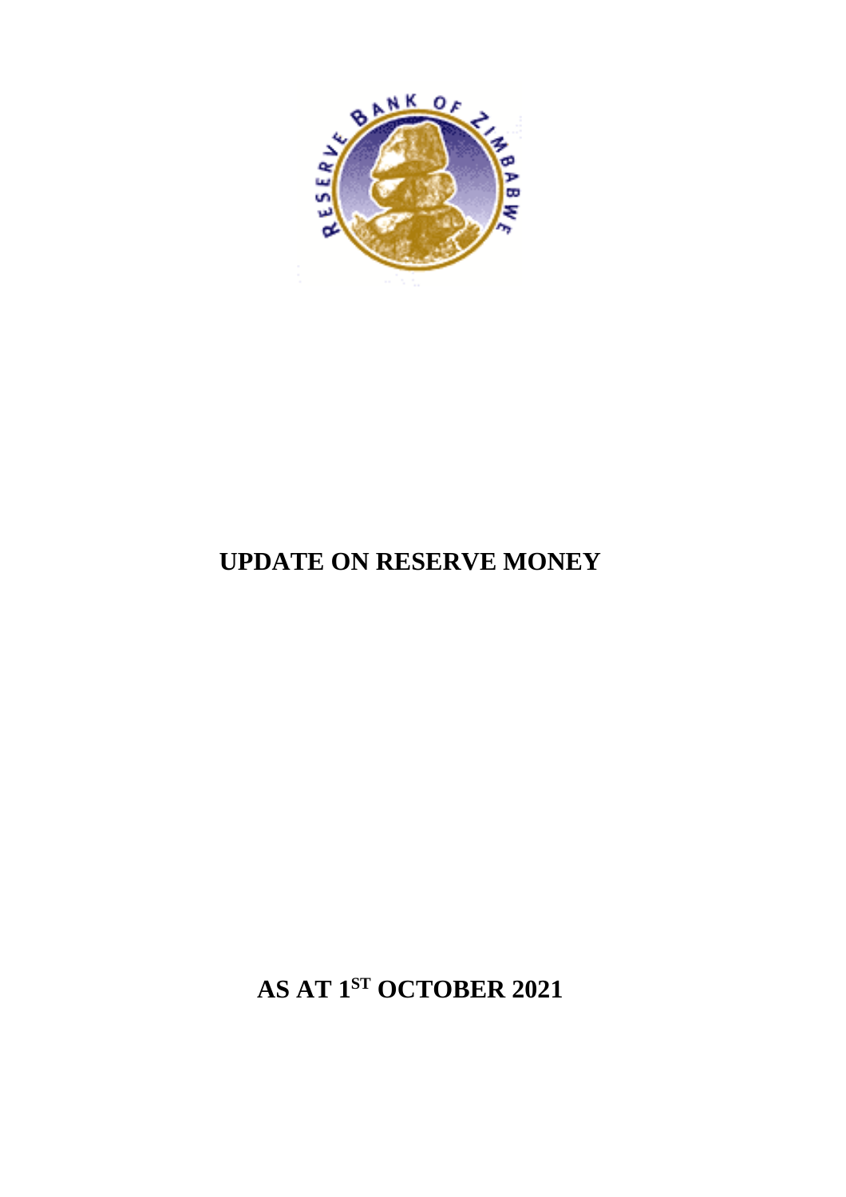# UPDATE ON RESERVE MONEY

## AS AT 1ST OCTOBER 2021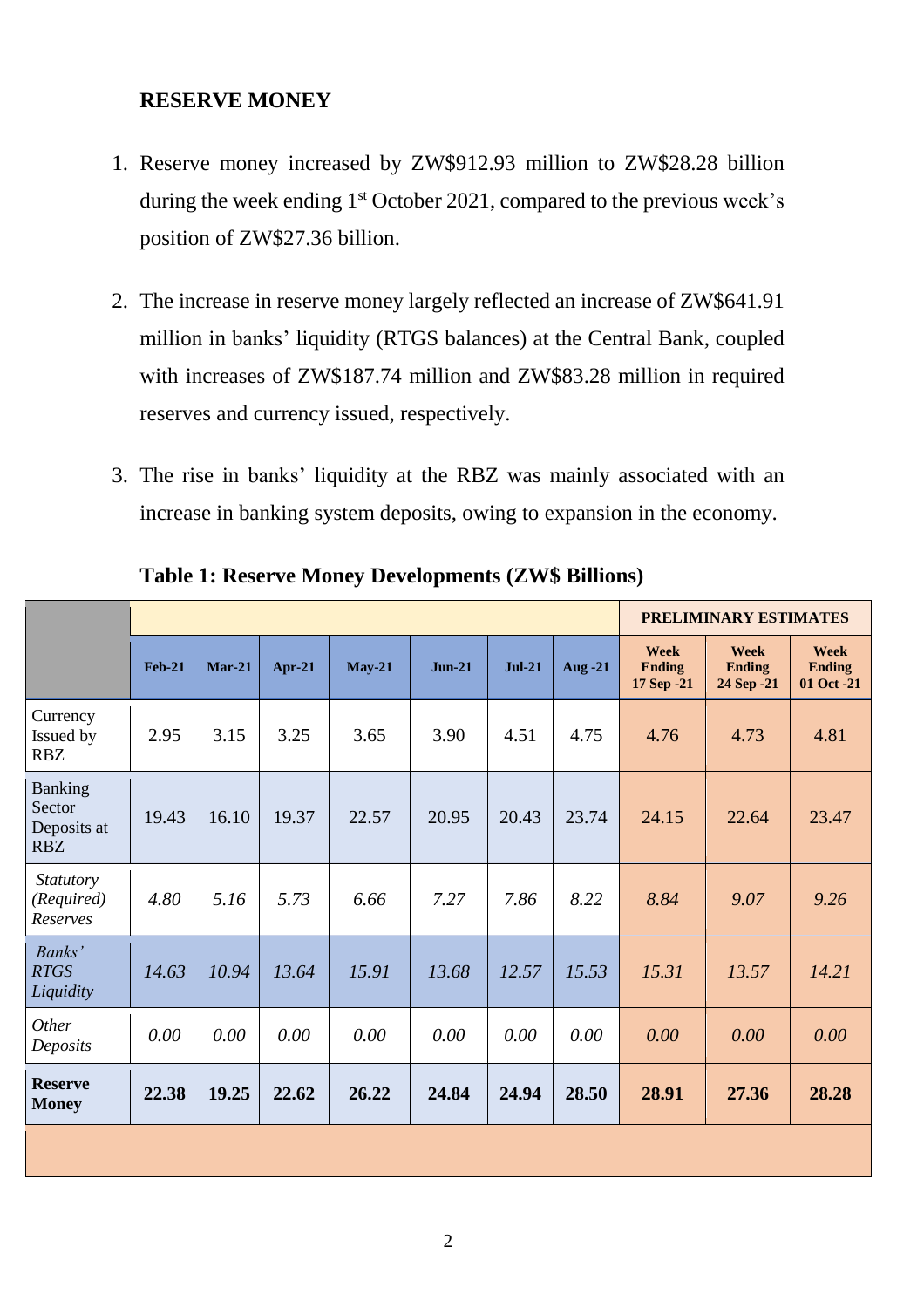## RESERVE MONEY

1. Reserve money increased by ZW$912.93 million to ZW$28.28 billion during the week ending 1st October 2021, compared to the previous week's position of ZW$27.36 billion.

2. The increase in reserve money largely reflected an increase of ZW$641.91 million in banks' liquidity (RTGS balances) at the Central Bank, coupled with increases of ZW$187.74 million and ZW$83.28 million in required reserves and currency issued, respectively.

3. The rise in banks' liquidity at the RBZ was mainly associated with an increase in banking system deposits, owing to expansion in the economy.

**Table 1: Reserve Money Developments (ZW$ Billions)**

| | | | | | | | | **PRELIMINARY ESTIMATES** | | |
|---|---|---|---|---|---|---|---|---|---|---|
| | **Feb-21** | **Mar-21** | **Apr-21** | **May-21** | **Jun-21** | **Jul-21** | **Aug -21** | **Week Ending 17 Sep -21** | **Week Ending 24 Sep -21** | **Week Ending 01 Oct -21** |
| Currency Issued by RBZ | 2.95 | 3.15 | 3.25 | 3.65 | 3.90 | 4.51 | 4.75 | 4.76 | 4.73 | 4.81 |
| Banking Sector Deposits at RBZ | 19.43 | 16.10 | 19.37 | 22.57 | 20.95 | 20.43 | 23.74 | 24.15 | 22.64 | 23.47 |
| *Statutory (Required) Reserves* | *4.80* | *5.16* | *5.73* | *6.66* | *7.27* | *7.86* | *8.22* | *8.84* | *9.07* | *9.26* |
| *Banks' RTGS Liquidity* | *14.63* | *10.94* | *13.64* | *15.91* | *13.68* | *12.57* | *15.53* | *15.31* | *13.57* | *14.21* |
| *Other Deposits* | *0.00* | *0.00* | *0.00* | *0.00* | *0.00* | *0.00* | *0.00* | *0.00* | *0.00* | *0.00* |
| **Reserve Money** | **22.38** | **19.25** | **22.62** | **26.22** | **24.84** | **24.94** | **28.50** | **28.91** | **27.36** | **28.28** |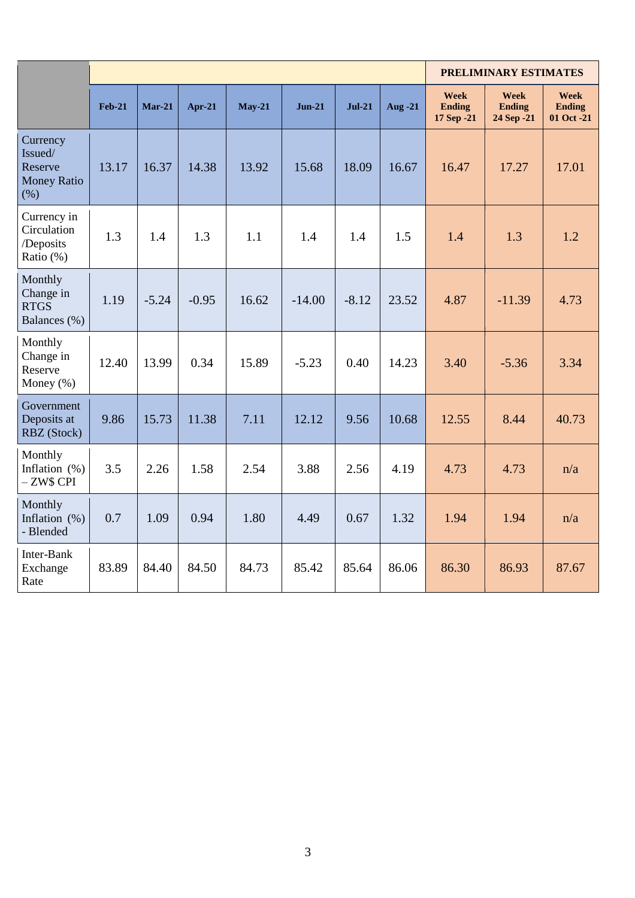| | | | | | | | | PRELIMINARY ESTIMATES | | |
|---|---|---|---|---|---|---|---|---|---|---|
| | **Feb-21** | **Mar-21** | **Apr-21** | **May-21** | **Jun-21** | **Jul-21** | **Aug -21** | **Week Ending 17 Sep -21** | **Week Ending 24 Sep -21** | **Week Ending 01 Oct -21** |
| Currency Issued/ Reserve Money Ratio (%) | 13.17 | 16.37 | 14.38 | 13.92 | 15.68 | 18.09 | 16.67 | 16.47 | 17.27 | 17.01 |
| Currency in Circulation /Deposits Ratio (%) | 1.3 | 1.4 | 1.3 | 1.1 | 1.4 | 1.4 | 1.5 | 1.4 | 1.3 | 1.2 |
| Monthly Change in RTGS Balances (%) | 1.19 | -5.24 | -0.95 | 16.62 | -14.00 | -8.12 | 23.52 | 4.87 | -11.39 | 4.73 |
| Monthly Change in Reserve Money (%) | 12.40 | 13.99 | 0.34 | 15.89 | -5.23 | 0.40 | 14.23 | 3.40 | -5.36 | 3.34 |
| Government Deposits at RBZ (Stock) | 9.86 | 15.73 | 11.38 | 7.11 | 12.12 | 9.56 | 10.68 | 12.55 | 8.44 | 40.73 |
| Monthly Inflation (%) – ZW$ CPI | 3.5 | 2.26 | 1.58 | 2.54 | 3.88 | 2.56 | 4.19 | 4.73 | 4.73 | n/a |
| Monthly Inflation (%) - Blended | 0.7 | 1.09 | 0.94 | 1.80 | 4.49 | 0.67 | 1.32 | 1.94 | 1.94 | n/a |
| Inter-Bank Exchange Rate | 83.89 | 84.40 | 84.50 | 84.73 | 85.42 | 85.64 | 86.06 | 86.30 | 86.93 | 87.67 |